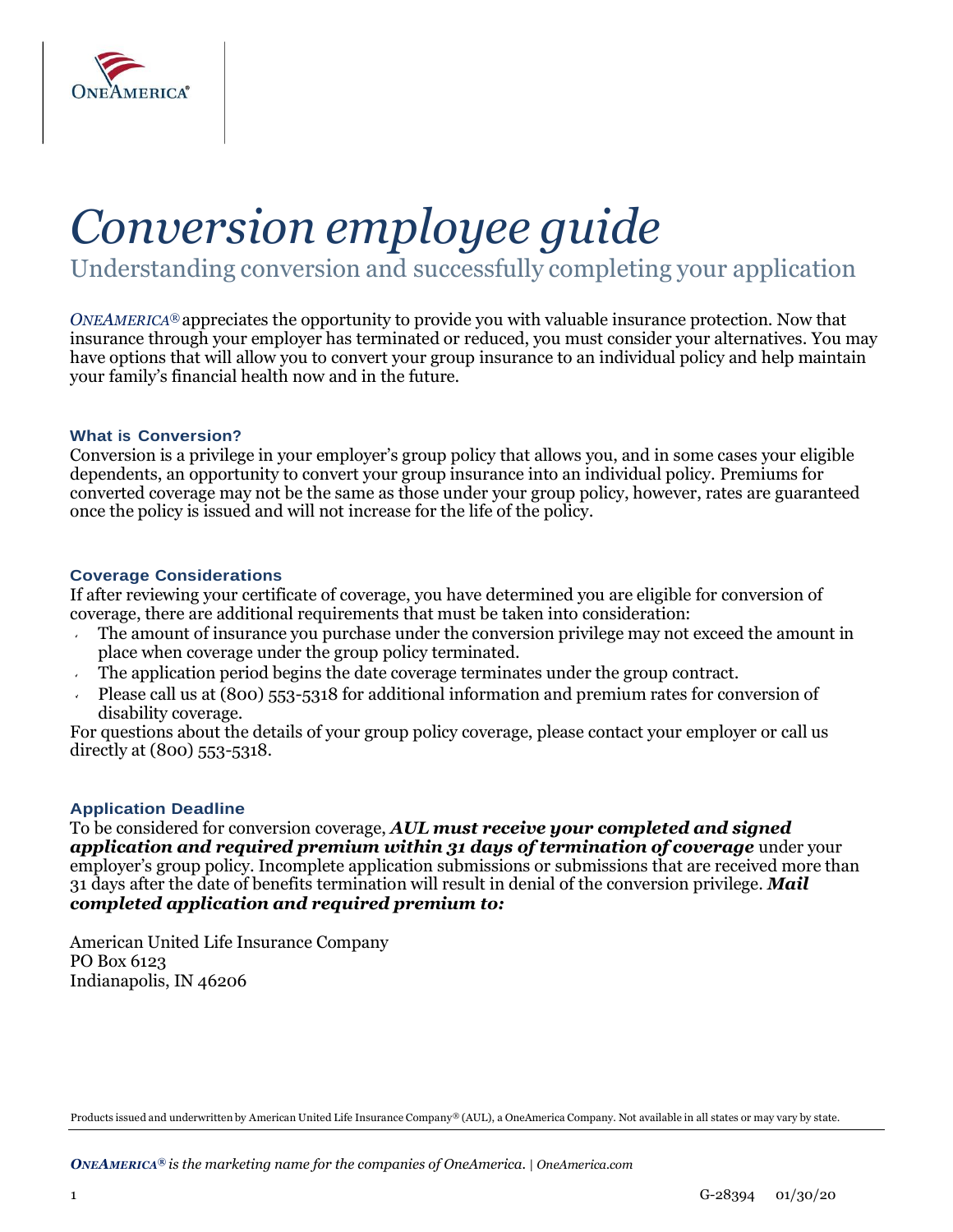ONEAMERICA®

# Conversion employee guide

## Understanding conversion and successfully completing your application

*ONEAMERICA®* appreciates the opportunity to provide you with valuable insurance protection. Now that insurance through your employer has terminated or reduced, you must consider your alternatives. You may have options that will allow you to convert your group insurance to an individual policy and help maintain your family's financial health now and in the future.

### What is Conversion?

Conversion is a privilege in your employer's group policy that allows you, and in some cases your eligible dependents, an opportunity to convert your group insurance into an individual policy. Premiums for converted coverage may not be the same as those under your group policy, however, rates are guaranteed once the policy is issued and will not increase for the life of the policy.

### Coverage Considerations

If after reviewing your certificate of coverage, you have determined you are eligible for conversion of coverage, there are additional requirements that must be taken into consideration:

- The amount of insurance you purchase under the conversion privilege may not exceed the amount in place when coverage under the group policy terminated.
- The application period begins the date coverage terminates under the group contract.
- Please call us at (800) 553-5318 for additional information and premium rates for conversion of disability coverage.

For questions about the details of your group policy coverage, please contact your employer or call us directly at (800) 553-5318.

### Application Deadline

To be considered for conversion coverage, ***AUL must receive your completed and signed application and required premium within 31 days of termination of coverage*** under your employer's group policy. Incomplete application submissions or submissions that are received more than 31 days after the date of benefits termination will result in denial of the conversion privilege. ***Mail completed application and required premium to:***

American United Life Insurance Company
PO Box 6123
Indianapolis, IN 46206

Products issued and underwritten by American United Life Insurance Company® (AUL), a OneAmerica Company. Not available in all states or may vary by state.

*ONEAMERICA® is the marketing name for the companies of OneAmerica. | OneAmerica.com*

G-28394 01/30/20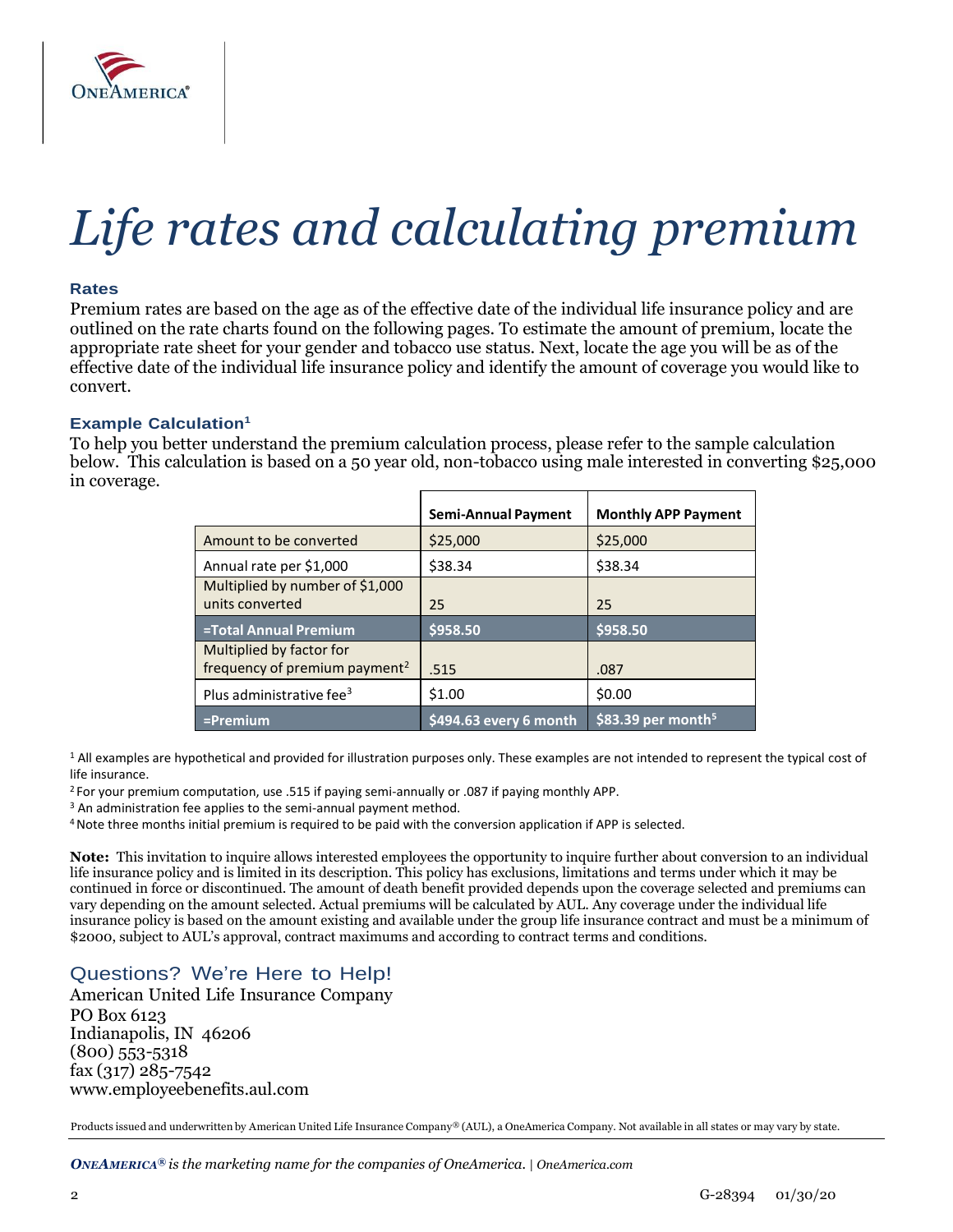# *Life rates and calculating premium*

### Rates

Premium rates are based on the age as of the effective date of the individual life insurance policy and are outlined on the rate charts found on the following pages. To estimate the amount of premium, locate the appropriate rate sheet for your gender and tobacco use status. Next, locate the age you will be as of the effective date of the individual life insurance policy and identify the amount of coverage you would like to convert.

### Example Calculation[1]

To help you better understand the premium calculation process, please refer to the sample calculation below. This calculation is based on a 50 year old, non-tobacco using male interested in converting $25,000 in coverage.

| | Semi-Annual Payment | Monthly APP Payment |
|---|---|---|
| Amount to be converted | $25,000 | $25,000 |
| Annual rate per $1,000 | $38.34 | $38.34 |
| Multiplied by number of $1,000 units converted | 25 | 25 |
| **=Total Annual Premium** | **$958.50** | **$958.50** |
| Multiplied by factor for frequency of premium payment[2] | .515 | .087 |
| Plus administrative fee[3] | $1.00 | $0.00 |
| **=Premium** | **$494.63 every 6 month** | **$83.39 per month[5]** |

[1] All examples are hypothetical and provided for illustration purposes only. These examples are not intended to represent the typical cost of life insurance.

[2] For your premium computation, use .515 if paying semi-annually or .087 if paying monthly APP.

[3] An administration fee applies to the semi-annual payment method.

[4] Note three months initial premium is required to be paid with the conversion application if APP is selected.

**Note:** This invitation to inquire allows interested employees the opportunity to inquire further about conversion to an individual life insurance policy and is limited in its description. This policy has exclusions, limitations and terms under which it may be continued in force or discontinued. The amount of death benefit provided depends upon the coverage selected and premiums can vary depending on the amount selected. Actual premiums will be calculated by AUL. Any coverage under the individual life insurance policy is based on the amount existing and available under the group life insurance contract and must be a minimum of $2000, subject to AUL's approval, contract maximums and according to contract terms and conditions.

## Questions? We're Here to Help!

American United Life Insurance Company
PO Box 6123
Indianapolis, IN 46206
(800) 553-5318
fax (317) 285-7542
www.employeebenefits.aul.com

Products issued and underwritten by American United Life Insurance Company® (AUL), a OneAmerica Company. Not available in all states or may vary by state.

*ONEAMERICA® is the marketing name for the companies of OneAmerica. | OneAmerica.com*

G-28394 01/30/20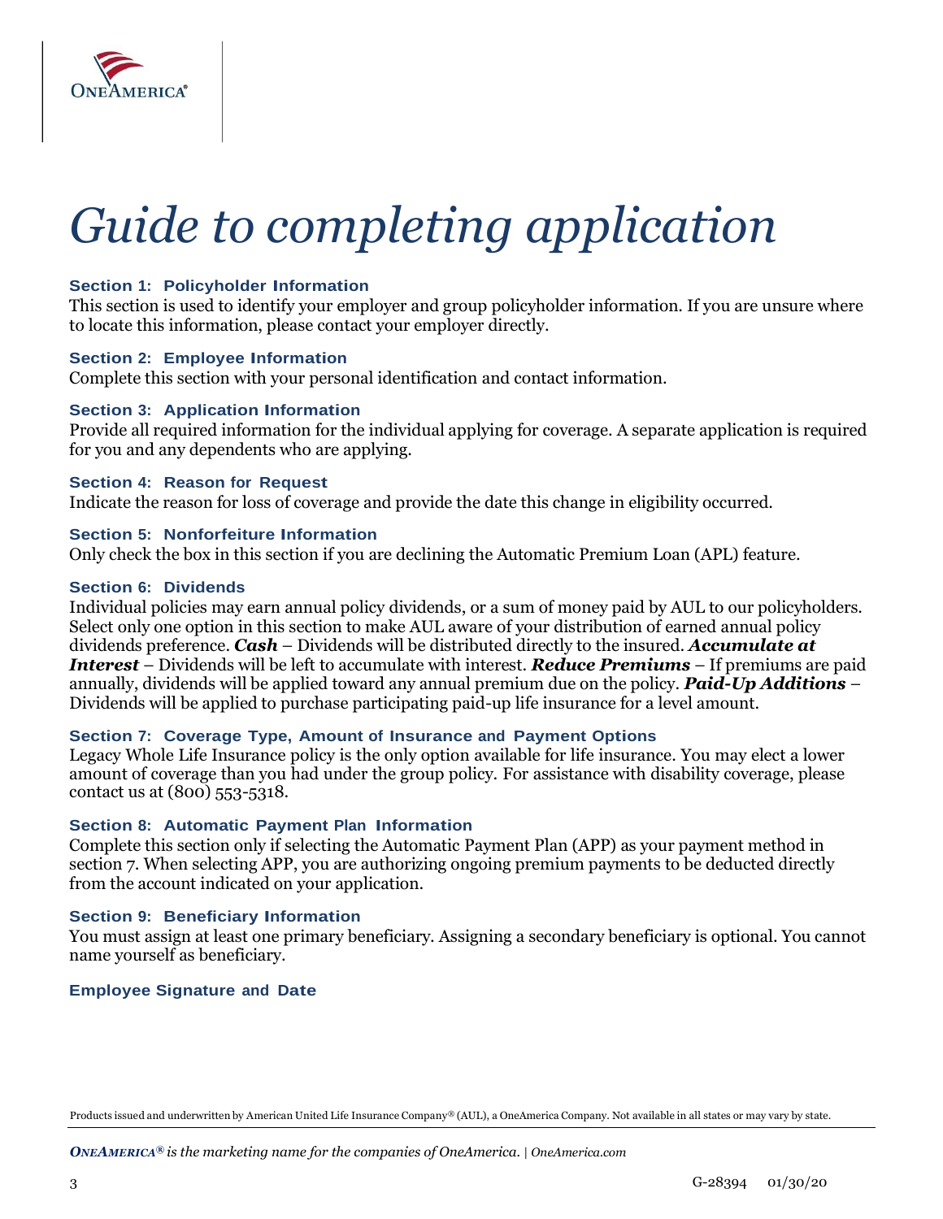# Guide to completing application

### Section 1: Policyholder Information

This section is used to identify your employer and group policyholder information. If you are unsure where to locate this information, please contact your employer directly.

### Section 2: Employee Information

Complete this section with your personal identification and contact information.

### Section 3: Application Information

Provide all required information for the individual applying for coverage. A separate application is required for you and any dependents who are applying.

### Section 4: Reason for Request

Indicate the reason for loss of coverage and provide the date this change in eligibility occurred.

### Section 5: Nonforfeiture Information

Only check the box in this section if you are declining the Automatic Premium Loan (APL) feature.

### Section 6: Dividends

Individual policies may earn annual policy dividends, or a sum of money paid by AUL to our policyholders. Select only one option in this section to make AUL aware of your distribution of earned annual policy dividends preference. ***Cash*** – Dividends will be distributed directly to the insured. ***Accumulate at Interest*** – Dividends will be left to accumulate with interest. ***Reduce Premiums*** – If premiums are paid annually, dividends will be applied toward any annual premium due on the policy. ***Paid-Up Additions*** – Dividends will be applied to purchase participating paid-up life insurance for a level amount.

### Section 7: Coverage Type, Amount of Insurance and Payment Options

Legacy Whole Life Insurance policy is the only option available for life insurance. You may elect a lower amount of coverage than you had under the group policy. For assistance with disability coverage, please contact us at (800) 553-5318.

### Section 8: Automatic Payment Plan Information

Complete this section only if selecting the Automatic Payment Plan (APP) as your payment method in section 7. When selecting APP, you are authorizing ongoing premium payments to be deducted directly from the account indicated on your application.

### Section 9: Beneficiary Information

You must assign at least one primary beneficiary. Assigning a secondary beneficiary is optional. You cannot name yourself as beneficiary.

### Employee Signature and Date

Products issued and underwritten by American United Life Insurance Company® (AUL), a OneAmerica Company. Not available in all states or may vary by state.

*ONEAMERICA® is the marketing name for the companies of OneAmerica. | OneAmerica.com*

G-28394 01/30/20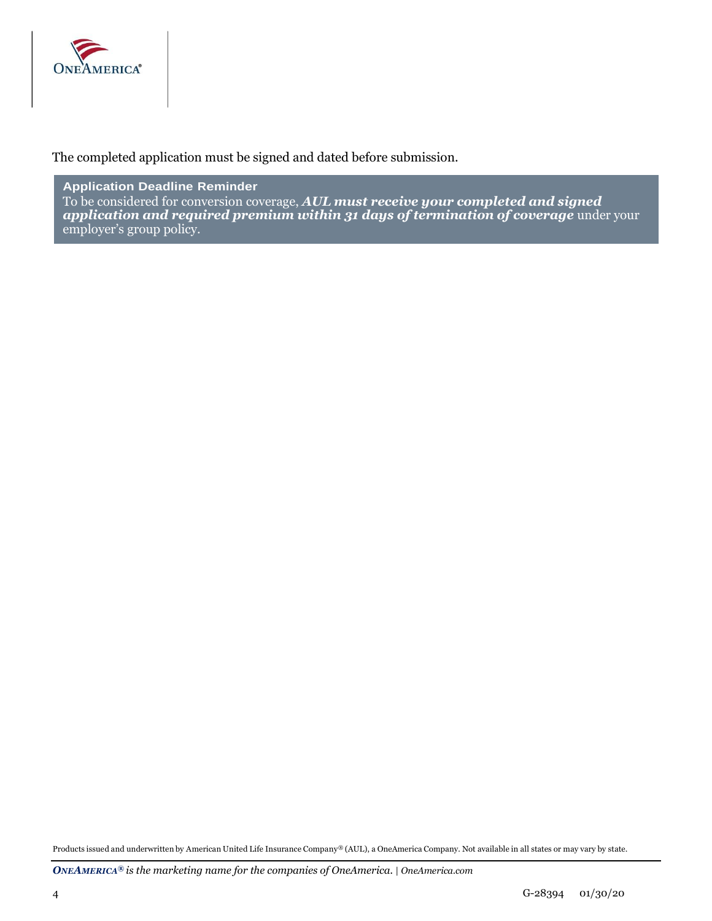The completed application must be signed and dated before submission.

**Application Deadline Reminder**

To be considered for conversion coverage, ***AUL must receive your completed and signed application and required premium within 31 days of termination of coverage*** under your employer's group policy.

Products issued and underwritten by American United Life Insurance Company® (AUL), a OneAmerica Company. Not available in all states or may vary by state.

***OneAmerica®*** *is the marketing name for the companies of OneAmerica.* | *OneAmerica.com*

G-28394 01/30/20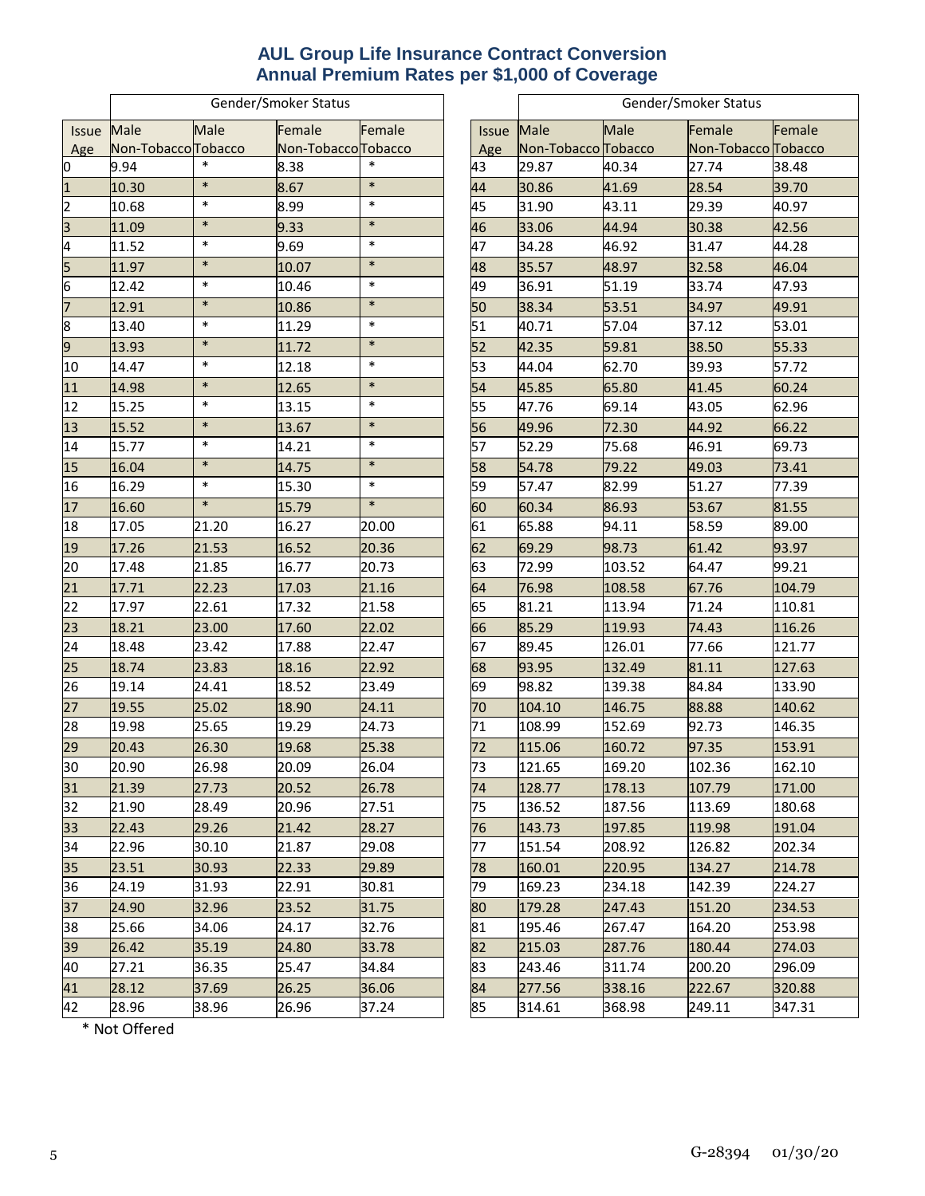# AUL Group Life Insurance Contract Conversion
## Annual Premium Rates per $1,000 of Coverage

| | Gender/Smoker Status | | | |
|---|---|---|---|---|
| Issue Age | Male Non-Tobacco | Male Tobacco | Female Non-Tobacco | Female Tobacco |
| 0 | 9.94 | * | 8.38 | * |
| 1 | 10.30 | * | 8.67 | * |
| 2 | 10.68 | * | 8.99 | * |
| 3 | 11.09 | * | 9.33 | * |
| 4 | 11.52 | * | 9.69 | * |
| 5 | 11.97 | * | 10.07 | * |
| 6 | 12.42 | * | 10.46 | * |
| 7 | 12.91 | * | 10.86 | * |
| 8 | 13.40 | * | 11.29 | * |
| 9 | 13.93 | * | 11.72 | * |
| 10 | 14.47 | * | 12.18 | * |
| 11 | 14.98 | * | 12.65 | * |
| 12 | 15.25 | * | 13.15 | * |
| 13 | 15.52 | * | 13.67 | * |
| 14 | 15.77 | * | 14.21 | * |
| 15 | 16.04 | * | 14.75 | * |
| 16 | 16.29 | * | 15.30 | * |
| 17 | 16.60 | * | 15.79 | * |
| 18 | 17.05 | 21.20 | 16.27 | 20.00 |
| 19 | 17.26 | 21.53 | 16.52 | 20.36 |
| 20 | 17.48 | 21.85 | 16.77 | 20.73 |
| 21 | 17.71 | 22.23 | 17.03 | 21.16 |
| 22 | 17.97 | 22.61 | 17.32 | 21.58 |
| 23 | 18.21 | 23.00 | 17.60 | 22.02 |
| 24 | 18.48 | 23.42 | 17.88 | 22.47 |
| 25 | 18.74 | 23.83 | 18.16 | 22.92 |
| 26 | 19.14 | 24.41 | 18.52 | 23.49 |
| 27 | 19.55 | 25.02 | 18.90 | 24.11 |
| 28 | 19.98 | 25.65 | 19.29 | 24.73 |
| 29 | 20.43 | 26.30 | 19.68 | 25.38 |
| 30 | 20.90 | 26.98 | 20.09 | 26.04 |
| 31 | 21.39 | 27.73 | 20.52 | 26.78 |
| 32 | 21.90 | 28.49 | 20.96 | 27.51 |
| 33 | 22.43 | 29.26 | 21.42 | 28.27 |
| 34 | 22.96 | 30.10 | 21.87 | 29.08 |
| 35 | 23.51 | 30.93 | 22.33 | 29.89 |
| 36 | 24.19 | 31.93 | 22.91 | 30.81 |
| 37 | 24.90 | 32.96 | 23.52 | 31.75 |
| 38 | 25.66 | 34.06 | 24.17 | 32.76 |
| 39 | 26.42 | 35.19 | 24.80 | 33.78 |
| 40 | 27.21 | 36.35 | 25.47 | 34.84 |
| 41 | 28.12 | 37.69 | 26.25 | 36.06 |
| 42 | 28.96 | 38.96 | 26.96 | 37.24 |
| 43 | 29.87 | 40.34 | 27.74 | 38.48 |
| 44 | 30.86 | 41.69 | 28.54 | 39.70 |
| 45 | 31.90 | 43.11 | 29.39 | 40.97 |
| 46 | 33.06 | 44.94 | 30.38 | 42.56 |
| 47 | 34.28 | 46.92 | 31.47 | 44.28 |
| 48 | 35.57 | 48.97 | 32.58 | 46.04 |
| 49 | 36.91 | 51.19 | 33.74 | 47.93 |
| 50 | 38.34 | 53.51 | 34.97 | 49.91 |
| 51 | 40.71 | 57.04 | 37.12 | 53.01 |
| 52 | 42.35 | 59.81 | 38.50 | 55.33 |
| 53 | 44.04 | 62.70 | 39.93 | 57.72 |
| 54 | 45.85 | 65.80 | 41.45 | 60.24 |
| 55 | 47.76 | 69.14 | 43.05 | 62.96 |
| 56 | 49.96 | 72.30 | 44.92 | 66.22 |
| 57 | 52.29 | 75.68 | 46.91 | 69.73 |
| 58 | 54.78 | 79.22 | 49.03 | 73.41 |
| 59 | 57.47 | 82.99 | 51.27 | 77.39 |
| 60 | 60.34 | 86.93 | 53.67 | 81.55 |
| 61 | 65.88 | 94.11 | 58.59 | 89.00 |
| 62 | 69.29 | 98.73 | 61.42 | 93.97 |
| 63 | 72.99 | 103.52 | 64.47 | 99.21 |
| 64 | 76.98 | 108.58 | 67.76 | 104.79 |
| 65 | 81.21 | 113.94 | 71.24 | 110.81 |
| 66 | 85.29 | 119.93 | 74.43 | 116.26 |
| 67 | 89.45 | 126.01 | 77.66 | 121.77 |
| 68 | 93.95 | 132.49 | 81.11 | 127.63 |
| 69 | 98.82 | 139.38 | 84.84 | 133.90 |
| 70 | 104.10 | 146.75 | 88.88 | 140.62 |
| 71 | 108.99 | 152.69 | 92.73 | 146.35 |
| 72 | 115.06 | 160.72 | 97.35 | 153.91 |
| 73 | 121.65 | 169.20 | 102.36 | 162.10 |
| 74 | 128.77 | 178.13 | 107.79 | 171.00 |
| 75 | 136.52 | 187.56 | 113.69 | 180.68 |
| 76 | 143.73 | 197.85 | 119.98 | 191.04 |
| 77 | 151.54 | 208.92 | 126.82 | 202.34 |
| 78 | 160.01 | 220.95 | 134.27 | 214.78 |
| 79 | 169.23 | 234.18 | 142.39 | 224.27 |
| 80 | 179.28 | 247.43 | 151.20 | 234.53 |
| 81 | 195.46 | 267.47 | 164.20 | 253.98 |
| 82 | 215.03 | 287.76 | 180.44 | 274.03 |
| 83 | 243.46 | 311.74 | 200.20 | 296.09 |
| 84 | 277.56 | 338.16 | 222.67 | 320.88 |
| 85 | 314.61 | 368.98 | 249.11 | 347.31 |

* Not Offered

G-28394 01/30/20